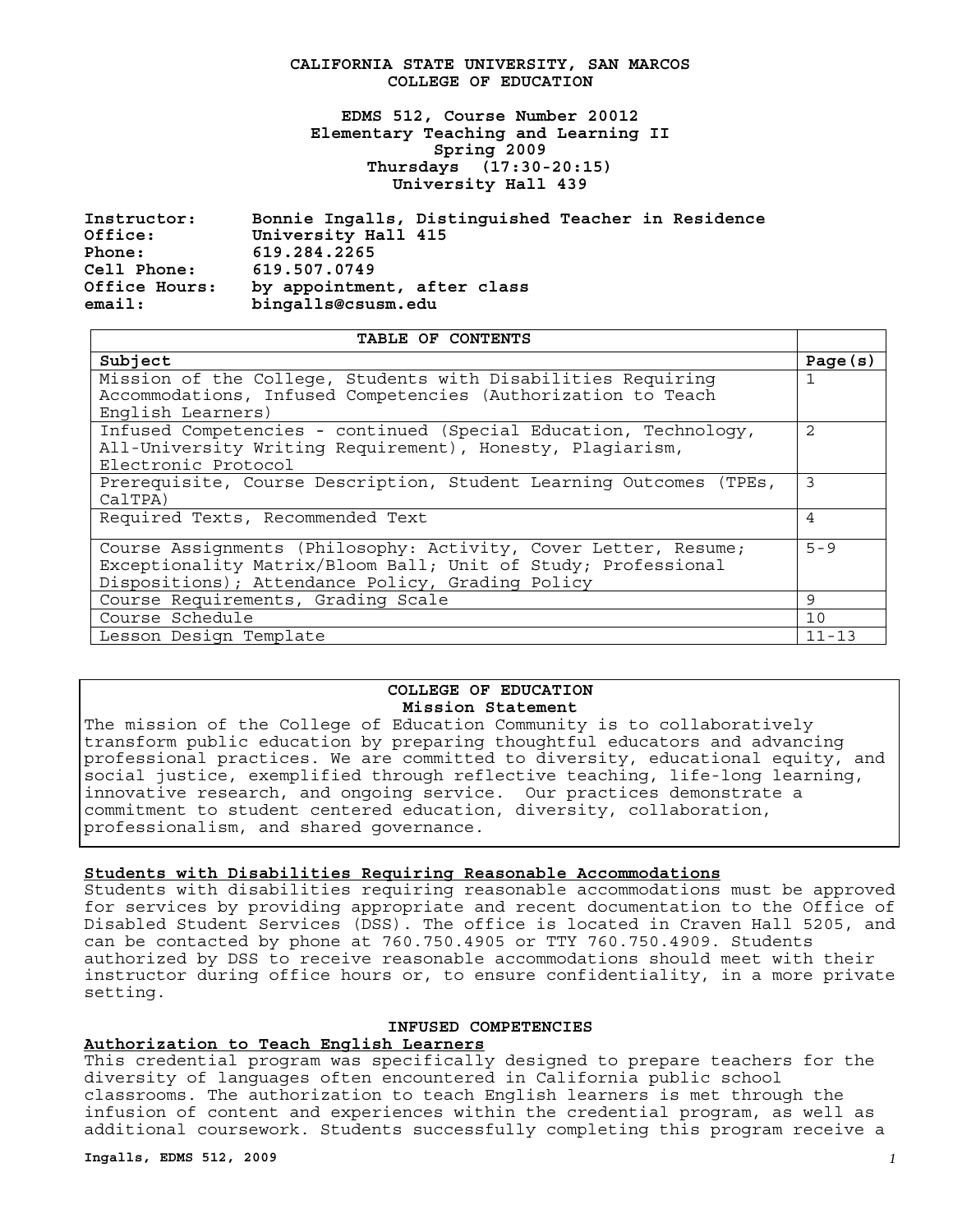# CALIFORNIA STATE UNIVERSITY, SAN MARCOS
## COLLEGE OF EDUCATION

**EDMS 512, Course Number 20012**
**Elementary Teaching and Learning II**
**Spring 2009**
**Thursdays (17:30-20:15)**
**University Hall 439**

**Instructor:** Bonnie Ingalls, Distinguished Teacher in Residence
**Office:** University Hall 415
**Phone:** 619.284.2265
**Cell Phone:** 619.507.0749
**Office Hours:** by appointment, after class
**email:** bingalls@csusm.edu

| TABLE OF CONTENTS | |
|---|---|
| **Subject** | **Page(s)** |
| Mission of the College, Students with Disabilities Requiring Accommodations, Infused Competencies (Authorization to Teach English Learners) | 1 |
| Infused Competencies - continued (Special Education, Technology, All-University Writing Requirement), Honesty, Plagiarism, Electronic Protocol | 2 |
| Prerequisite, Course Description, Student Learning Outcomes (TPEs, CalTPA) | 3 |
| Required Texts, Recommended Text | 4 |
| Course Assignments (Philosophy: Activity, Cover Letter, Resume; Exceptionality Matrix/Bloom Ball; Unit of Study; Professional Dispositions); Attendance Policy, Grading Policy | 5-9 |
| Course Requirements, Grading Scale | 9 |
| Course Schedule | 10 |
| Lesson Design Template | 11-13 |

## COLLEGE OF EDUCATION
### Mission Statement

The mission of the College of Education Community is to collaboratively transform public education by preparing thoughtful educators and advancing professional practices. We are committed to diversity, educational equity, and social justice, exemplified through reflective teaching, life-long learning, innovative research, and ongoing service. Our practices demonstrate a commitment to student centered education, diversity, collaboration, professionalism, and shared governance.

### Students with Disabilities Requiring Reasonable Accommodations

Students with disabilities requiring reasonable accommodations must be approved for services by providing appropriate and recent documentation to the Office of Disabled Student Services (DSS). The office is located in Craven Hall 5205, and can be contacted by phone at 760.750.4905 or TTY 760.750.4909. Students authorized by DSS to receive reasonable accommodations should meet with their instructor during office hours or, to ensure confidentiality, in a more private setting.

## INFUSED COMPETENCIES

### Authorization to Teach English Learners

This credential program was specifically designed to prepare teachers for the diversity of languages often encountered in California public school classrooms. The authorization to teach English learners is met through the infusion of content and experiences within the credential program, as well as additional coursework. Students successfully completing this program receive a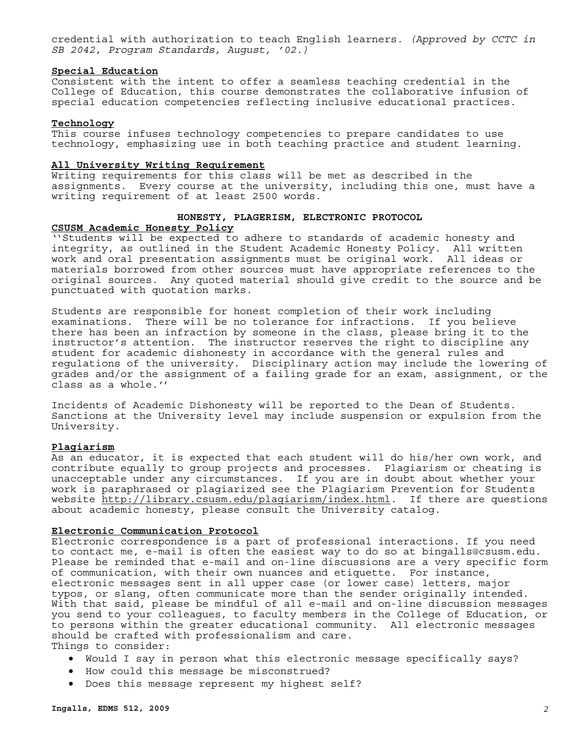credential with authorization to teach English learners. *(Approved by CCTC in SB 2042, Program Standards, August, '02.)*

### Special Education

Consistent with the intent to offer a seamless teaching credential in the College of Education, this course demonstrates the collaborative infusion of special education competencies reflecting inclusive educational practices.

### Technology

This course infuses technology competencies to prepare candidates to use technology, emphasizing use in both teaching practice and student learning.

### All University Writing Requirement

Writing requirements for this class will be met as described in the assignments. Every course at the university, including this one, must have a writing requirement of at least 2500 words.

## HONESTY, PLAGERISM, ELECTRONIC PROTOCOL

### CSUSM Academic Honesty Policy

''Students will be expected to adhere to standards of academic honesty and integrity, as outlined in the Student Academic Honesty Policy. All written work and oral presentation assignments must be original work. All ideas or materials borrowed from other sources must have appropriate references to the original sources. Any quoted material should give credit to the source and be punctuated with quotation marks.

Students are responsible for honest completion of their work including examinations. There will be no tolerance for infractions. If you believe there has been an infraction by someone in the class, please bring it to the instructor's attention. The instructor reserves the right to discipline any student for academic dishonesty in accordance with the general rules and regulations of the university. Disciplinary action may include the lowering of grades and/or the assignment of a failing grade for an exam, assignment, or the class as a whole.''

Incidents of Academic Dishonesty will be reported to the Dean of Students. Sanctions at the University level may include suspension or expulsion from the University.

### Plagiarism

As an educator, it is expected that each student will do his/her own work, and contribute equally to group projects and processes. Plagiarism or cheating is unacceptable under any circumstances. If you are in doubt about whether your work is paraphrased or plagiarized see the Plagiarism Prevention for Students website http://library.csusm.edu/plagiarism/index.html. If there are questions about academic honesty, please consult the University catalog.

### Electronic Communication Protocol

Electronic correspondence is a part of professional interactions. If you need to contact me, e-mail is often the easiest way to do so at bingalls@csusm.edu. Please be reminded that e-mail and on-line discussions are a very specific form of communication, with their own nuances and etiquette. For instance, electronic messages sent in all upper case (or lower case) letters, major typos, or slang, often communicate more than the sender originally intended. With that said, please be mindful of all e-mail and on-line discussion messages you send to your colleagues, to faculty members in the College of Education, or to persons within the greater educational community. All electronic messages should be crafted with professionalism and care.

Things to consider:

- Would I say in person what this electronic message specifically says?
- How could this message be misconstrued?
- Does this message represent my highest self?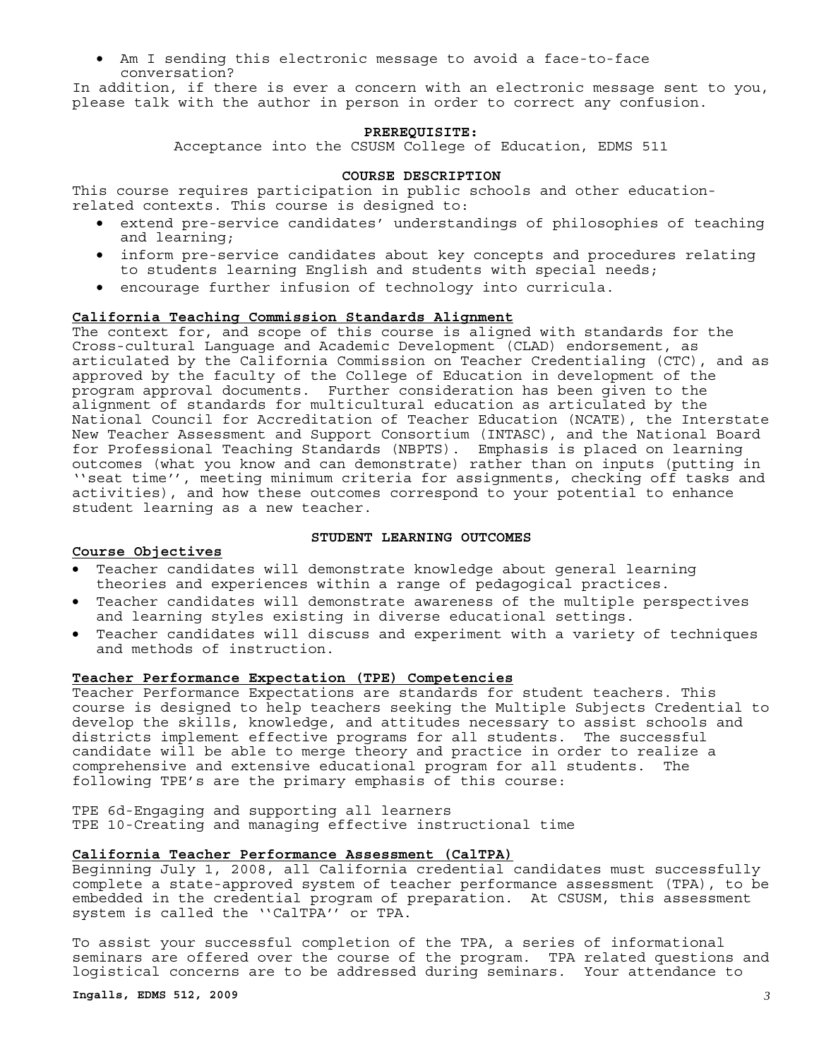- Am I sending this electronic message to avoid a face-to-face conversation?

In addition, if there is ever a concern with an electronic message sent to you, please talk with the author in person in order to correct any confusion.

### PREREQUISITE:

Acceptance into the CSUSM College of Education, EDMS 511

### COURSE DESCRIPTION

This course requires participation in public schools and other education-related contexts. This course is designed to:

- extend pre-service candidates' understandings of philosophies of teaching and learning;
- inform pre-service candidates about key concepts and procedures relating to students learning English and students with special needs;
- encourage further infusion of technology into curricula.

#### California Teaching Commission Standards Alignment

The context for, and scope of this course is aligned with standards for the Cross-cultural Language and Academic Development (CLAD) endorsement, as articulated by the California Commission on Teacher Credentialing (CTC), and as approved by the faculty of the College of Education in development of the program approval documents. Further consideration has been given to the alignment of standards for multicultural education as articulated by the National Council for Accreditation of Teacher Education (NCATE), the Interstate New Teacher Assessment and Support Consortium (INTASC), and the National Board for Professional Teaching Standards (NBPTS). Emphasis is placed on learning outcomes (what you know and can demonstrate) rather than on inputs (putting in ''seat time'', meeting minimum criteria for assignments, checking off tasks and activities), and how these outcomes correspond to your potential to enhance student learning as a new teacher.

### STUDENT LEARNING OUTCOMES

#### Course Objectives

- Teacher candidates will demonstrate knowledge about general learning theories and experiences within a range of pedagogical practices.
- Teacher candidates will demonstrate awareness of the multiple perspectives and learning styles existing in diverse educational settings.
- Teacher candidates will discuss and experiment with a variety of techniques and methods of instruction.

#### Teacher Performance Expectation (TPE) Competencies

Teacher Performance Expectations are standards for student teachers. This course is designed to help teachers seeking the Multiple Subjects Credential to develop the skills, knowledge, and attitudes necessary to assist schools and districts implement effective programs for all students. The successful candidate will be able to merge theory and practice in order to realize a comprehensive and extensive educational program for all students. The following TPE's are the primary emphasis of this course:

TPE 6d-Engaging and supporting all learners
TPE 10-Creating and managing effective instructional time

#### California Teacher Performance Assessment (CalTPA)

Beginning July 1, 2008, all California credential candidates must successfully complete a state-approved system of teacher performance assessment (TPA), to be embedded in the credential program of preparation. At CSUSM, this assessment system is called the ''CalTPA'' or TPA.

To assist your successful completion of the TPA, a series of informational seminars are offered over the course of the program. TPA related questions and logistical concerns are to be addressed during seminars. Your attendance to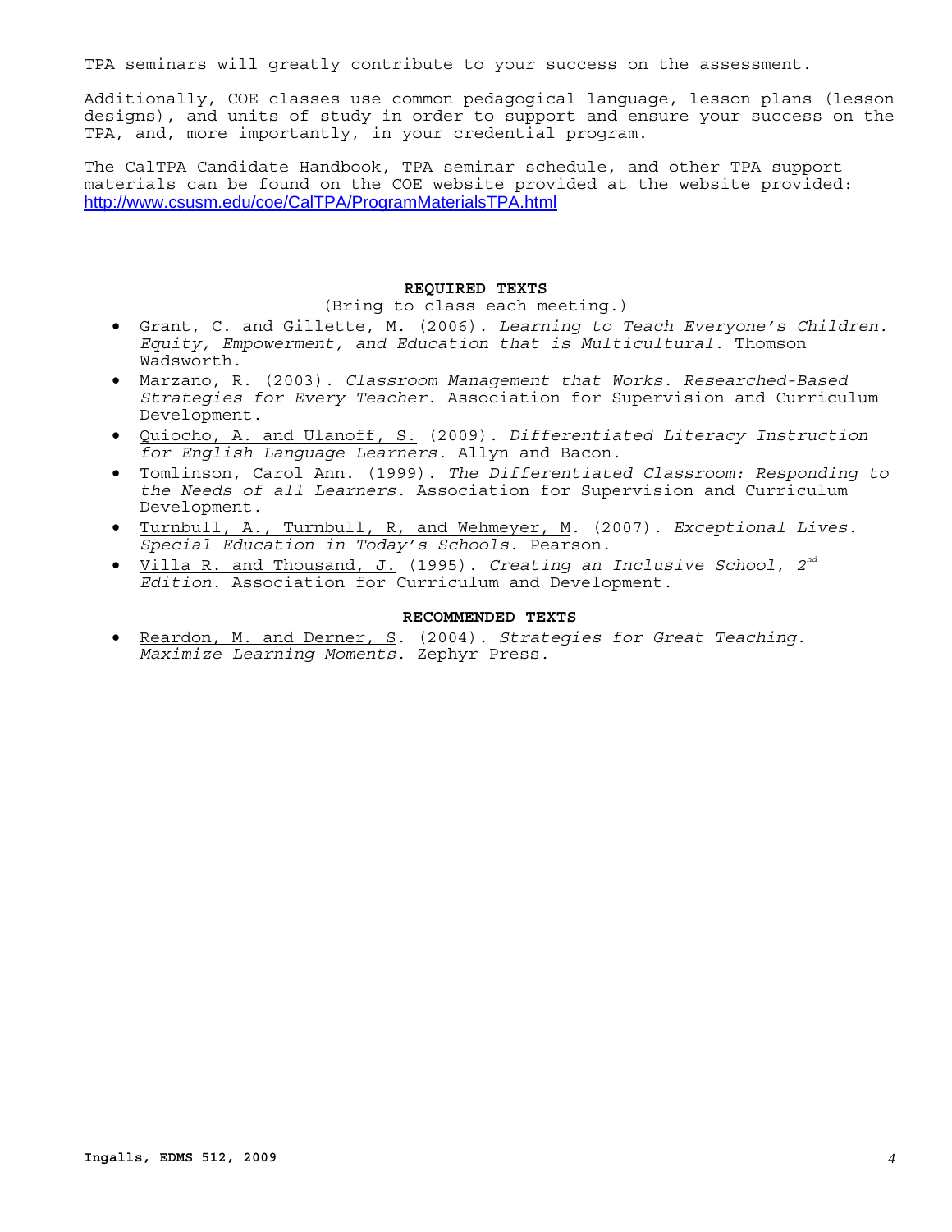TPA seminars will greatly contribute to your success on the assessment.

Additionally, COE classes use common pedagogical language, lesson plans (lesson designs), and units of study in order to support and ensure your success on the TPA, and, more importantly, in your credential program.

The CalTPA Candidate Handbook, TPA seminar schedule, and other TPA support materials can be found on the COE website provided at the website provided: http://www.csusm.edu/coe/CalTPA/ProgramMaterialsTPA.html

## REQUIRED TEXTS

(Bring to class each meeting.)

- Grant, C. and Gillette, M. (2006). *Learning to Teach Everyone's Children. Equity, Empowerment, and Education that is Multicultural.* Thomson Wadsworth.
- Marzano, R. (2003). *Classroom Management that Works. Researched-Based Strategies for Every Teacher.* Association for Supervision and Curriculum Development.
- Quiocho, A. and Ulanoff, S. (2009). *Differentiated Literacy Instruction for English Language Learners.* Allyn and Bacon.
- Tomlinson, Carol Ann. (1999). *The Differentiated Classroom: Responding to the Needs of all Learners.* Association for Supervision and Curriculum Development.
- Turnbull, A., Turnbull, R, and Wehmeyer, M. (2007). *Exceptional Lives. Special Education in Today's Schools.* Pearson.
- Villa R. and Thousand, J. (1995). *Creating an Inclusive School, 2nd Edition.* Association for Curriculum and Development.

## RECOMMENDED TEXTS

- Reardon, M. and Derner, S. (2004). *Strategies for Great Teaching. Maximize Learning Moments.* Zephyr Press.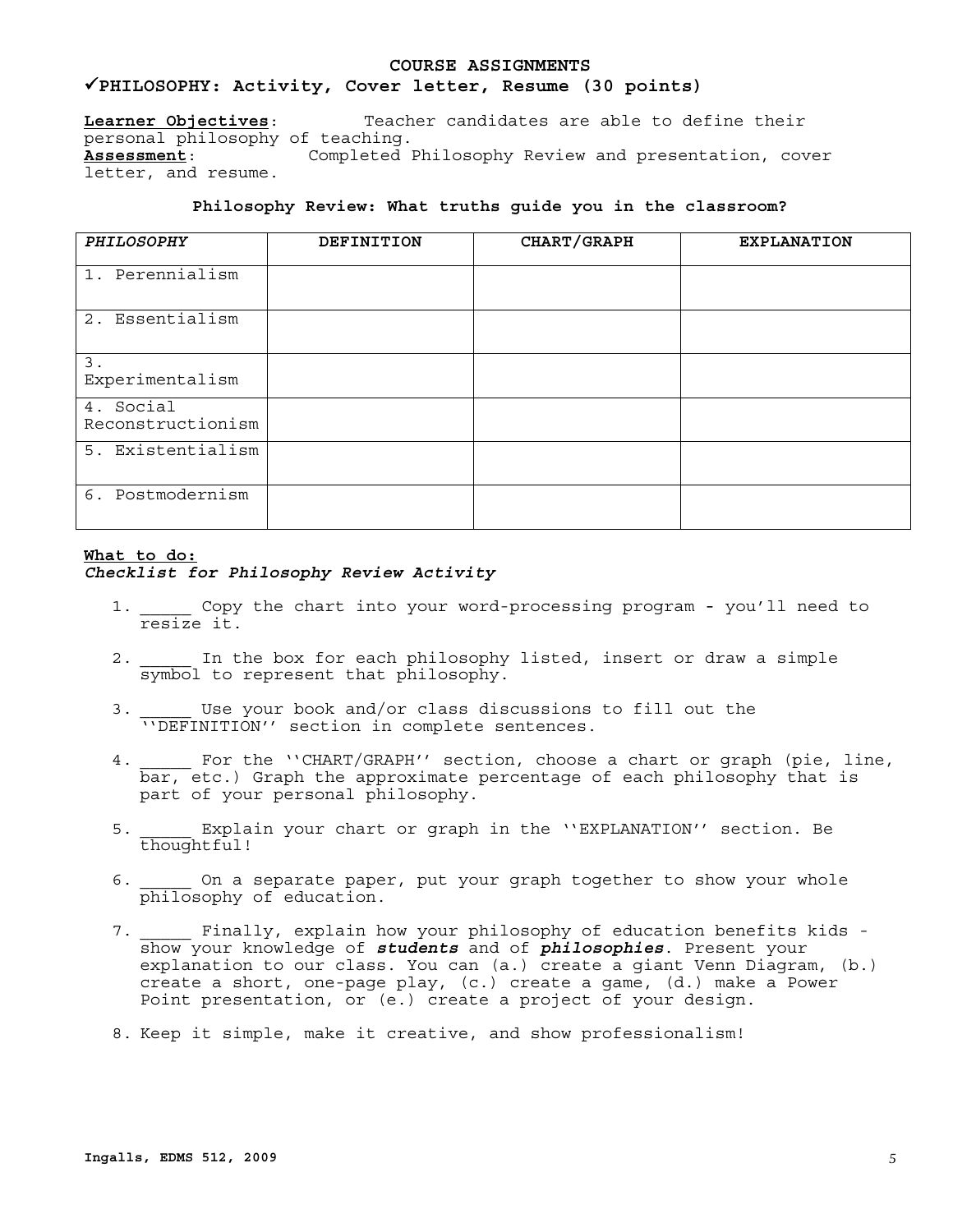# COURSE ASSIGNMENTS

## ✓PHILOSOPHY: Activity, Cover letter, Resume (30 points)

**Learner Objectives**: Teacher candidates are able to define their personal philosophy of teaching.
**Assessment**: Completed Philosophy Review and presentation, cover letter, and resume.

**Philosophy Review: What truths guide you in the classroom?**

| *PHILOSOPHY* | DEFINITION | CHART/GRAPH | EXPLANATION |
|---|---|---|---|
| 1. Perennialism | | | |
| 2. Essentialism | | | |
| 3. Experimentalism | | | |
| 4. Social Reconstructionism | | | |
| 5. Existentialism | | | |
| 6. Postmodernism | | | |

**What to do:**
***Checklist for Philosophy Review Activity***

1. _____ Copy the chart into your word-processing program - you'll need to resize it.
2. _____ In the box for each philosophy listed, insert or draw a simple symbol to represent that philosophy.
3. _____ Use your book and/or class discussions to fill out the ''DEFINITION'' section in complete sentences.
4. _____ For the ''CHART/GRAPH'' section, choose a chart or graph (pie, line, bar, etc.) Graph the approximate percentage of each philosophy that is part of your personal philosophy.
5. _____ Explain your chart or graph in the ''EXPLANATION'' section. Be thoughtful!
6. _____ On a separate paper, put your graph together to show your whole philosophy of education.
7. _____ Finally, explain how your philosophy of education benefits kids - show your knowledge of ***students*** and of ***philosophies***. Present your explanation to our class. You can (a.) create a giant Venn Diagram, (b.) create a short, one-page play, (c.) create a game, (d.) make a Power Point presentation, or (e.) create a project of your design.
8. Keep it simple, make it creative, and show professionalism!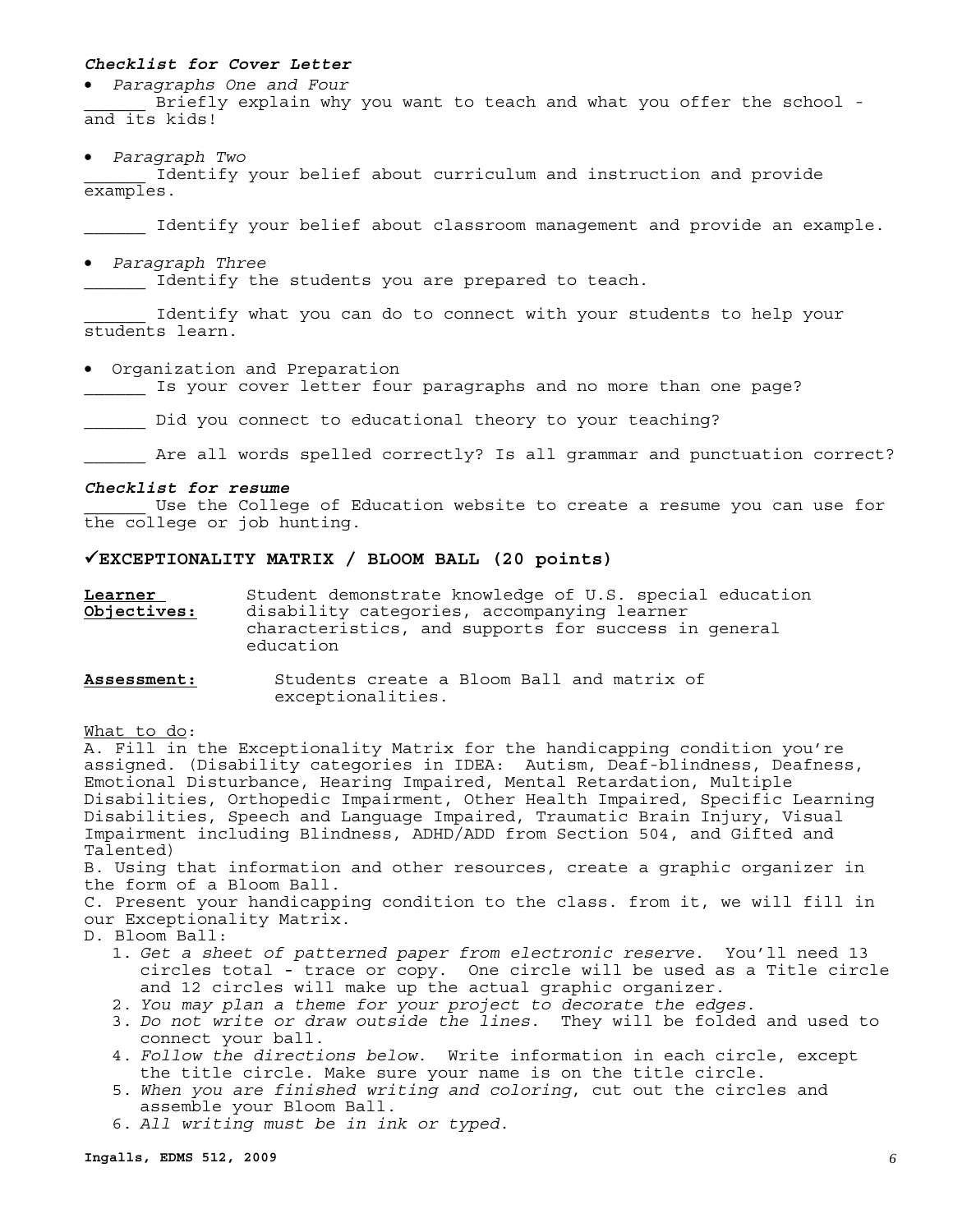***Checklist for Cover Letter***

- *Paragraphs One and Four*

\_\_\_\_\_\_ Briefly explain why you want to teach and what you offer the school - and its kids!

- *Paragraph Two*

\_\_\_\_\_\_ Identify your belief about curriculum and instruction and provide examples.

\_\_\_\_\_\_ Identify your belief about classroom management and provide an example.

- *Paragraph Three*

\_\_\_\_\_\_ Identify the students you are prepared to teach.

\_\_\_\_\_\_ Identify what you can do to connect with your students to help your students learn.

- Organization and Preparation

\_\_\_\_\_\_ Is your cover letter four paragraphs and no more than one page?

\_\_\_\_\_\_ Did you connect to educational theory to your teaching?

\_\_\_\_\_\_ Are all words spelled correctly? Is all grammar and punctuation correct?

***Checklist for resume***

\_\_\_\_\_\_ Use the College of Education website to create a resume you can use for the college or job hunting.

## ✓EXCEPTIONALITY MATRIX / BLOOM BALL (20 points)

**Learner Objectives:** Student demonstrate knowledge of U.S. special education disability categories, accompanying learner characteristics, and supports for success in general education

**Assessment:** Students create a Bloom Ball and matrix of exceptionalities.

What to do:

A. Fill in the Exceptionality Matrix for the handicapping condition you're assigned. (Disability categories in IDEA: Autism, Deaf-blindness, Deafness, Emotional Disturbance, Hearing Impaired, Mental Retardation, Multiple Disabilities, Orthopedic Impairment, Other Health Impaired, Specific Learning Disabilities, Speech and Language Impaired, Traumatic Brain Injury, Visual Impairment including Blindness, ADHD/ADD from Section 504, and Gifted and Talented)

B. Using that information and other resources, create a graphic organizer in the form of a Bloom Ball.

C. Present your handicapping condition to the class. from it, we will fill in our Exceptionality Matrix.

D. Bloom Ball:

1. *Get a sheet of patterned paper from electronic reserve*. You'll need 13 circles total - trace or copy. One circle will be used as a Title circle and 12 circles will make up the actual graphic organizer.
2. *You may plan a theme for your project to decorate the edges*.
3. *Do not write or draw outside the lines*. They will be folded and used to connect your ball.
4. *Follow the directions below*. Write information in each circle, except the title circle. Make sure your name is on the title circle.
5. *When you are finished writing and coloring*, cut out the circles and assemble your Bloom Ball.
6. *All writing must be in ink or typed*.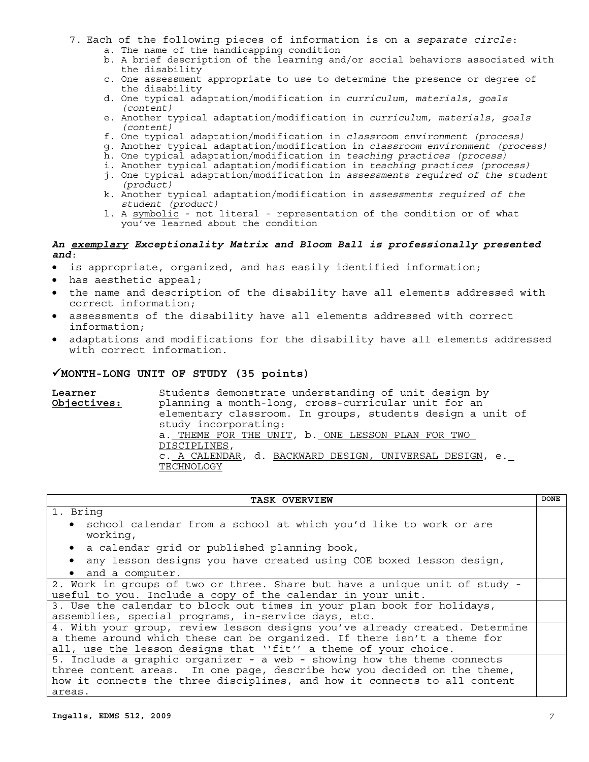7. Each of the following pieces of information is on a *separate circle*:
   a. The name of the handicapping condition
   b. A brief description of the learning and/or social behaviors associated with the disability
   c. One assessment appropriate to use to determine the presence or degree of the disability
   d. One typical adaptation/modification in *curriculum, materials, goals (content)*
   e. Another typical adaptation/modification in *curriculum, materials, goals (content)*
   f. One typical adaptation/modification in *classroom environment (process)*
   g. Another typical adaptation/modification in *classroom environment (process)*
   h. One typical adaptation/modification in *teaching practices (process)*
   i. Another typical adaptation/modification in *teaching practices (process)*
   j. One typical adaptation/modification in *assessments required of the student (product)*
   k. Another typical adaptation/modification in *assessments required of the student (product)*
   l. A <u>symbolic</u> - not literal - representation of the condition or of what you've learned about the condition

***An <u>exemplary</u> Exceptionality Matrix and Bloom Ball is professionally presented and*:**

- is appropriate, organized, and has easily identified information;
- has aesthetic appeal;
- the name and description of the disability have all elements addressed with correct information;
- assessments of the disability have all elements addressed with correct information;
- adaptations and modifications for the disability have all elements addressed with correct information.

## ✓MONTH-LONG UNIT OF STUDY (35 points)

**<u>Learner Objectives:</u>** Students demonstrate understanding of unit design by planning a month-long, cross-curricular unit for an elementary classroom. In groups, students design a unit of study incorporating:
a. <u>THEME FOR THE UNIT</u>, b. <u>ONE LESSON PLAN FOR TWO DISCIPLINES</u>,
c. <u>A CALENDAR</u>, d. <u>BACKWARD DESIGN, UNIVERSAL DESIGN</u>, e. <u>TECHNOLOGY</u>

| TASK OVERVIEW | DONE |
| --- | --- |
| 1. Bring<br>• school calendar from a school at which you'd like to work or are working,<br>• a calendar grid or published planning book,<br>• any lesson designs you have created using COE boxed lesson design,<br>• and a computer. | |
| 2. Work in groups of two or three. Share but have a unique unit of study - useful to you. Include a copy of the calendar in your unit. | |
| 3. Use the calendar to block out times in your plan book for holidays, assemblies, special programs, in-service days, etc. | |
| 4. With your group, review lesson designs you've already created. Determine a theme around which these can be organized. If there isn't a theme for all, use the lesson designs that ''fit'' a theme of your choice. | |
| 5. Include a graphic organizer - a web - showing how the theme connects three content areas. In one page, describe how you decided on the theme, how it connects the three disciplines, and how it connects to all content areas. | |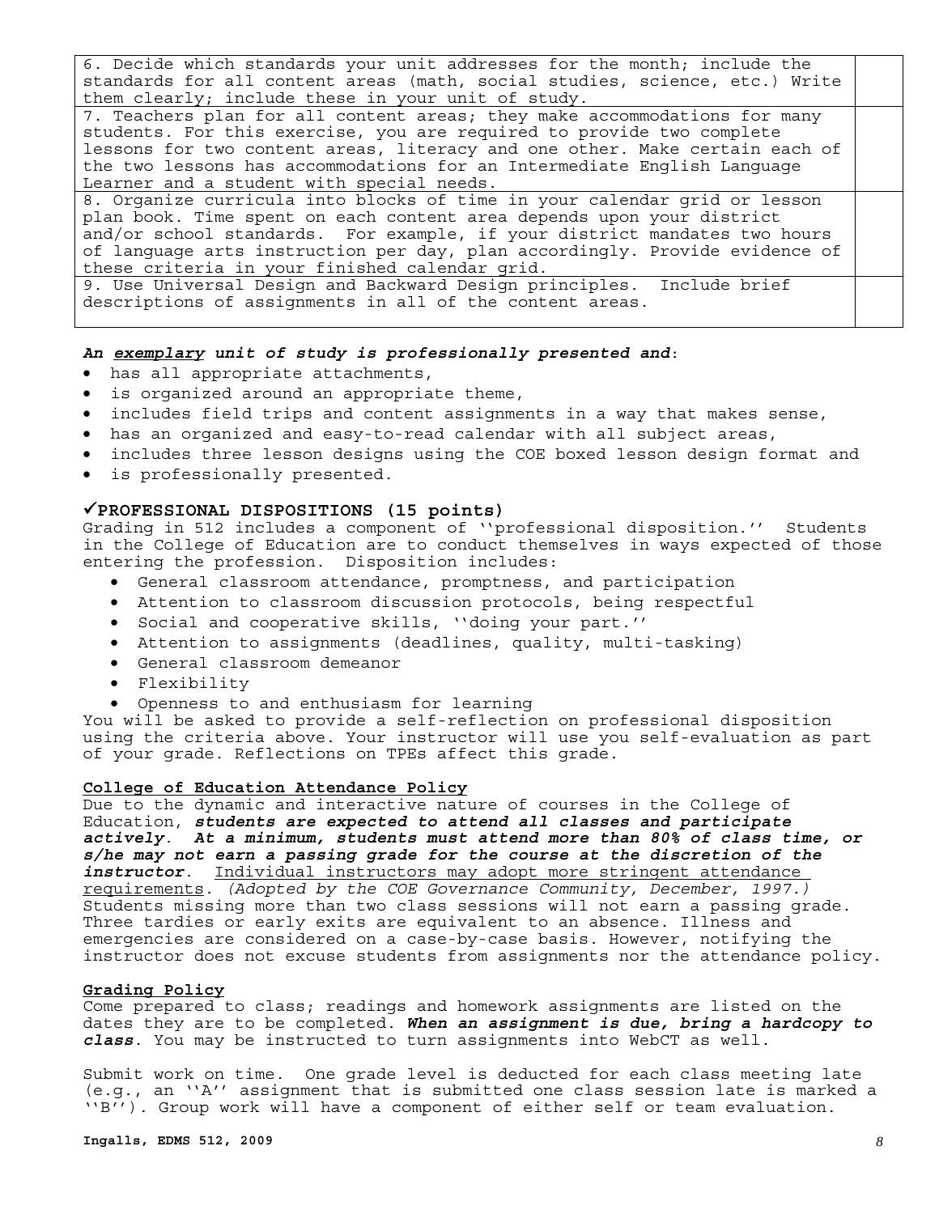| | |
|---|---|
| 6. Decide which standards your unit addresses for the month; include the standards for all content areas (math, social studies, science, etc.) Write them clearly; include these in your unit of study. | |
| 7. Teachers plan for all content areas; they make accommodations for many students. For this exercise, you are required to provide two complete lessons for two content areas, literacy and one other. Make certain each of the two lessons has accommodations for an Intermediate English Language Learner and a student with special needs. | |
| 8. Organize curricula into blocks of time in your calendar grid or lesson plan book. Time spent on each content area depends upon your district and/or school standards. For example, if your district mandates two hours of language arts instruction per day, plan accordingly. Provide evidence of these criteria in your finished calendar grid. | |
| 9. Use Universal Design and Backward Design principles. Include brief descriptions of assignments in all of the content areas. | |

***An <u>exemplary</u> unit of study is professionally presented and*:**

- has all appropriate attachments,
- is organized around an appropriate theme,
- includes field trips and content assignments in a way that makes sense,
- has an organized and easy-to-read calendar with all subject areas,
- includes three lesson designs using the COE boxed lesson design format and
- is professionally presented.

### ✓PROFESSIONAL DISPOSITIONS (15 points)

Grading in 512 includes a component of ''professional disposition.'' Students in the College of Education are to conduct themselves in ways expected of those entering the profession. Disposition includes:

- General classroom attendance, promptness, and participation
- Attention to classroom discussion protocols, being respectful
- Social and cooperative skills, ''doing your part.''
- Attention to assignments (deadlines, quality, multi-tasking)
- General classroom demeanor
- Flexibility
- Openness to and enthusiasm for learning

You will be asked to provide a self-reflection on professional disposition using the criteria above. Your instructor will use you self-evaluation as part of your grade. Reflections on TPEs affect this grade.

#### <u>College of Education Attendance Policy</u>

Due to the dynamic and interactive nature of courses in the College of Education, ***students are expected to attend all classes and participate actively***. ***At a minimum, students must attend more than 80% of class time, or s/he may not earn a passing grade for the course at the discretion of the instructor***. <u>Individual instructors may adopt more stringent attendance requirements</u>. *(Adopted by the COE Governance Community, December, 1997.)* Students missing more than two class sessions will not earn a passing grade. Three tardies or early exits are equivalent to an absence. Illness and emergencies are considered on a case-by-case basis. However, notifying the instructor does not excuse students from assignments nor the attendance policy.

#### <u>Grading Policy</u>

Come prepared to class; readings and homework assignments are listed on the dates they are to be completed. ***When an assignment is due, bring a hardcopy to class***. You may be instructed to turn assignments into WebCT as well.

Submit work on time. One grade level is deducted for each class meeting late (e.g., an ''A'' assignment that is submitted one class session late is marked a ''B''). Group work will have a component of either self or team evaluation.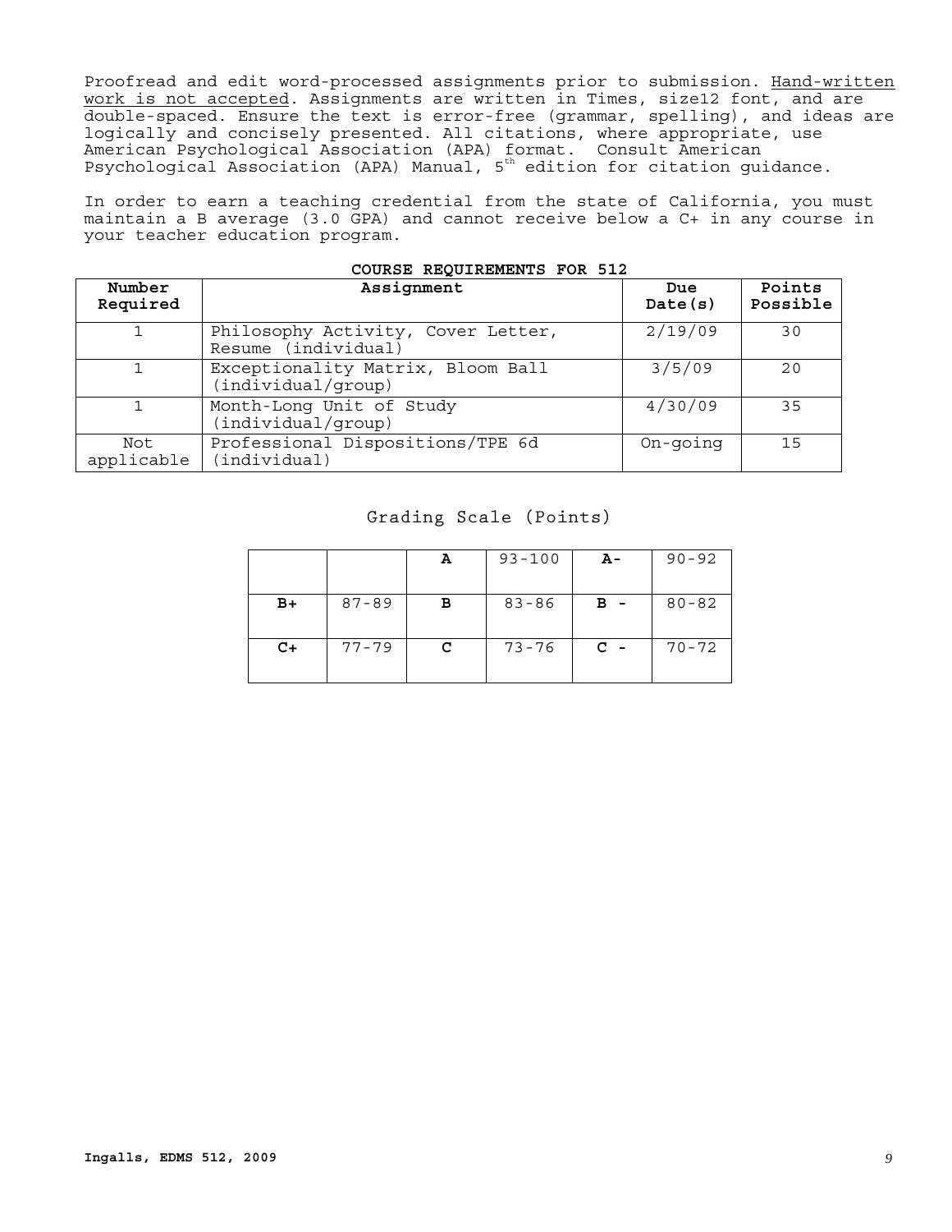Proofread and edit word-processed assignments prior to submission. Hand-written work is not accepted. Assignments are written in Times, size12 font, and are double-spaced. Ensure the text is error-free (grammar, spelling), and ideas are logically and concisely presented. All citations, where appropriate, use American Psychological Association (APA) format. Consult American Psychological Association (APA) Manual, 5th edition for citation guidance.

In order to earn a teaching credential from the state of California, you must maintain a B average (3.0 GPA) and cannot receive below a C+ in any course in your teacher education program.

**COURSE REQUIREMENTS FOR 512**

| Number Required | Assignment | Due Date(s) | Points Possible |
|---|---|---|---|
| 1 | Philosophy Activity, Cover Letter, Resume (individual) | 2/19/09 | 30 |
| 1 | Exceptionality Matrix, Bloom Ball (individual/group) | 3/5/09 | 20 |
| 1 | Month-Long Unit of Study (individual/group) | 4/30/09 | 35 |
| Not applicable | Professional Dispositions/TPE 6d (individual) | On-going | 15 |

Grading Scale (Points)

| | | **A** | 93-100 | **A-** | 90-92 |
|---|---|---|---|---|---|
| **B+** | 87-89 | **B** | 83-86 | **B -** | 80-82 |
| **C+** | 77-79 | **C** | 73-76 | **C -** | 70-72 |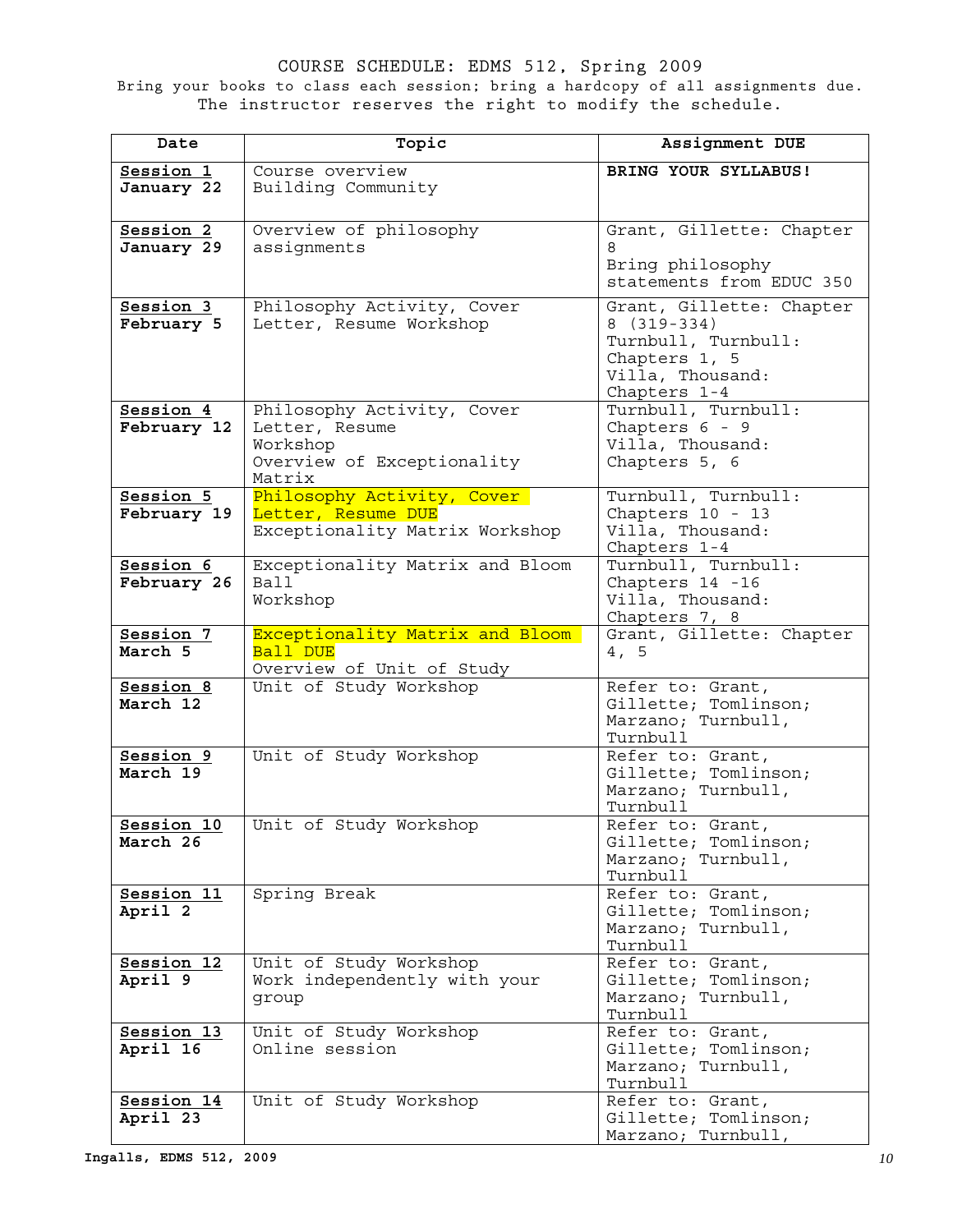# COURSE SCHEDULE: EDMS 512, Spring 2009

Bring your books to class each session; bring a hardcopy of all assignments due.
The instructor reserves the right to modify the schedule.

| Date | Topic | Assignment DUE |
|---|---|---|
| **Session 1** **January 22** | Course overview Building Community | **BRING YOUR SYLLABUS!** |
| **Session 2** **January 29** | Overview of philosophy assignments | Grant, Gillette: Chapter 8 Bring philosophy statements from EDUC 350 |
| **Session 3** **February 5** | Philosophy Activity, Cover Letter, Resume Workshop | Grant, Gillette: Chapter 8 (319-334) Turnbull, Turnbull: Chapters 1, 5 Villa, Thousand: Chapters 1-4 |
| **Session 4** **February 12** | Philosophy Activity, Cover Letter, Resume Workshop Overview of Exceptionality Matrix | Turnbull, Turnbull: Chapters 6 - 9 Villa, Thousand: Chapters 5, 6 |
| **Session 5** **February 19** | Philosophy Activity, Cover Letter, Resume DUE Exceptionality Matrix Workshop | Turnbull, Turnbull: Chapters 10 - 13 Villa, Thousand: Chapters 1-4 |
| **Session 6** **February 26** | Exceptionality Matrix and Bloom Ball Workshop | Turnbull, Turnbull: Chapters 14 -16 Villa, Thousand: Chapters 7, 8 |
| **Session 7** **March 5** | Exceptionality Matrix and Bloom Ball DUE Overview of Unit of Study | Grant, Gillette: Chapter 4, 5 |
| **Session 8** **March 12** | Unit of Study Workshop | Refer to: Grant, Gillette; Tomlinson; Marzano; Turnbull, Turnbull |
| **Session 9** **March 19** | Unit of Study Workshop | Refer to: Grant, Gillette; Tomlinson; Marzano; Turnbull, Turnbull |
| **Session 10** **March 26** | Unit of Study Workshop | Refer to: Grant, Gillette; Tomlinson; Marzano; Turnbull, Turnbull |
| **Session 11** **April 2** | Spring Break | Refer to: Grant, Gillette; Tomlinson; Marzano; Turnbull, Turnbull |
| **Session 12** **April 9** | Unit of Study Workshop Work independently with your group | Refer to: Grant, Gillette; Tomlinson; Marzano; Turnbull, Turnbull |
| **Session 13** **April 16** | Unit of Study Workshop Online session | Refer to: Grant, Gillette; Tomlinson; Marzano; Turnbull, Turnbull |
| **Session 14** **April 23** | Unit of Study Workshop | Refer to: Grant, Gillette; Tomlinson; Marzano; Turnbull, |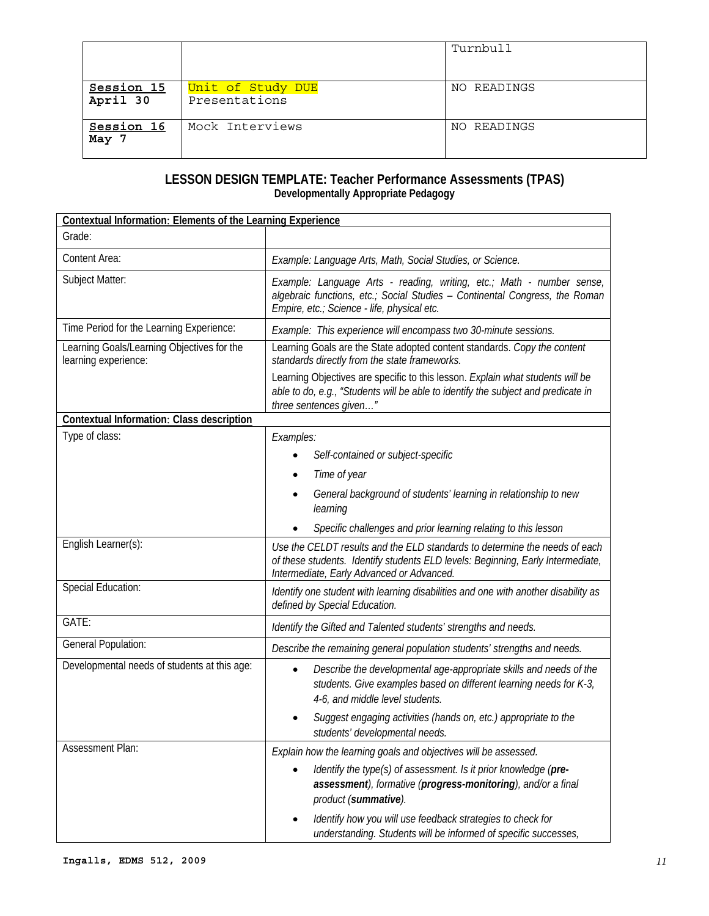| | | Turnbull |
|---|---|---|
| **Session 15** April 30 | Unit of Study DUE Presentations | NO READINGS |
| **Session 16** May 7 | Mock Interviews | NO READINGS |

## LESSON DESIGN TEMPLATE: Teacher Performance Assessments (TPAS)

### Developmentally Appropriate Pedagogy

| **Contextual Information: Elements of the Learning Experience** | |
|---|---|
| Grade: | |
| Content Area: | *Example: Language Arts, Math, Social Studies, or Science.* |
| Subject Matter: | *Example: Language Arts - reading, writing, etc.; Math - number sense, algebraic functions, etc.; Social Studies – Continental Congress, the Roman Empire, etc.; Science - life, physical etc.* |
| Time Period for the Learning Experience: | *Example: This experience will encompass two 30-minute sessions.* |
| Learning Goals/Learning Objectives for the learning experience: | Learning Goals are the State adopted content standards. *Copy the content standards directly from the state frameworks.*<br>Learning Objectives are specific to this lesson. *Explain what students will be able to do, e.g., "Students will be able to identify the subject and predicate in three sentences given…"* |
| **Contextual Information: Class description** | |
| Type of class: | *Examples:*<br>• *Self-contained or subject-specific*<br>• *Time of year*<br>• *General background of students' learning in relationship to new learning*<br>• *Specific challenges and prior learning relating to this lesson* |
| English Learner(s): | *Use the CELDT results and the ELD standards to determine the needs of each of these students. Identify students ELD levels: Beginning, Early Intermediate, Intermediate, Early Advanced or Advanced.* |
| Special Education: | *Identify one student with learning disabilities and one with another disability as defined by Special Education.* |
| GATE: | *Identify the Gifted and Talented students' strengths and needs.* |
| General Population: | *Describe the remaining general population students' strengths and needs.* |
| Developmental needs of students at this age: | • *Describe the developmental age-appropriate skills and needs of the students. Give examples based on different learning needs for K-3, 4-6, and middle level students.*<br>• *Suggest engaging activities (hands on, etc.) appropriate to the students' developmental needs.* |
| Assessment Plan: | *Explain how the learning goals and objectives will be assessed.*<br>• *Identify the type(s) of assessment. Is it prior knowledge (**pre-assessment**), formative (**progress-monitoring**), and/or a final product (**summative**).*<br>• *Identify how you will use feedback strategies to check for understanding. Students will be informed of specific successes,* |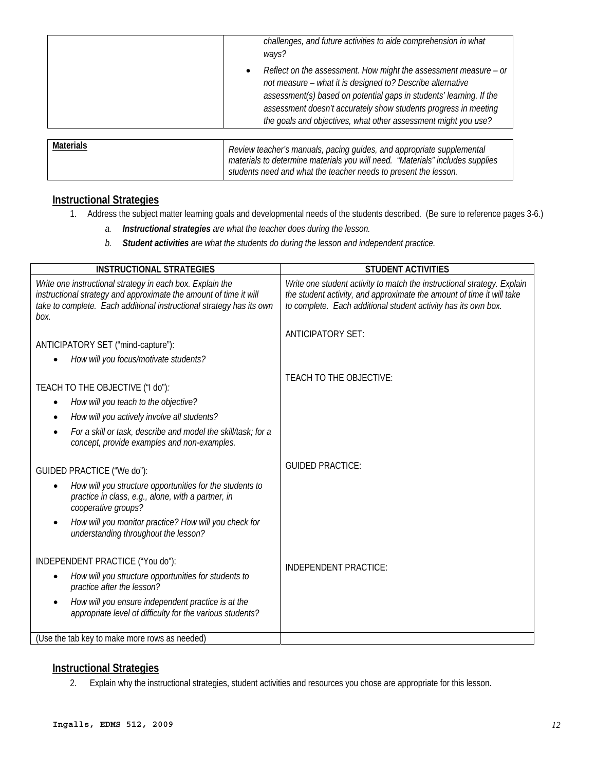| | |
|---|---|
| | *challenges, and future activities to aide comprehension in what ways?*<br>• *Reflect on the assessment. How might the assessment measure – or not measure – what it is designed to? Describe alternative assessment(s) based on potential gaps in students' learning. If the assessment doesn't accurately show students progress in meeting the goals and objectives, what other assessment might you use?* |

| Materials | |
|---|---|
| | *Review teacher's manuals, pacing guides, and appropriate supplemental materials to determine materials you will need. "Materials" includes supplies students need and what the teacher needs to present the lesson.* |

## Instructional Strategies

1. Address the subject matter learning goals and developmental needs of the students described. (Be sure to reference pages 3-6.)
   a. ***Instructional strategies*** *are what the teacher does during the lesson.*
   b. ***Student activities*** *are what the students do during the lesson and independent practice.*

| INSTRUCTIONAL STRATEGIES | STUDENT ACTIVITIES |
|---|---|
| *Write one instructional strategy in each box. Explain the instructional strategy and approximate the amount of time it will take to complete. Each additional instructional strategy has its own box.*<br><br>ANTICIPATORY SET ("mind-capture"):<br>• *How will you focus/motivate students?*<br><br>TEACH TO THE OBJECTIVE ("I do"):<br>• *How will you teach to the objective?*<br>• *How will you actively involve all students?*<br>• *For a skill or task, describe and model the skill/task; for a concept, provide examples and non-examples.*<br><br>GUIDED PRACTICE ("We do"):<br>• *How will you structure opportunities for the students to practice in class, e.g., alone, with a partner, in cooperative groups?*<br>• *How will you monitor practice? How will you check for understanding throughout the lesson?*<br><br>INDEPENDENT PRACTICE ("You do"):<br>• *How will you structure opportunities for students to practice after the lesson?*<br>• *How will you ensure independent practice is at the appropriate level of difficulty for the various students?* | *Write one student activity to match the instructional strategy. Explain the student activity, and approximate the amount of time it will take to complete. Each additional student activity has its own box.*<br><br>ANTICIPATORY SET:<br><br>TEACH TO THE OBJECTIVE:<br><br>GUIDED PRACTICE:<br><br>INDEPENDENT PRACTICE: |
| (Use the tab key to make more rows as needed) | |

## Instructional Strategies

2. Explain why the instructional strategies, student activities and resources you chose are appropriate for this lesson.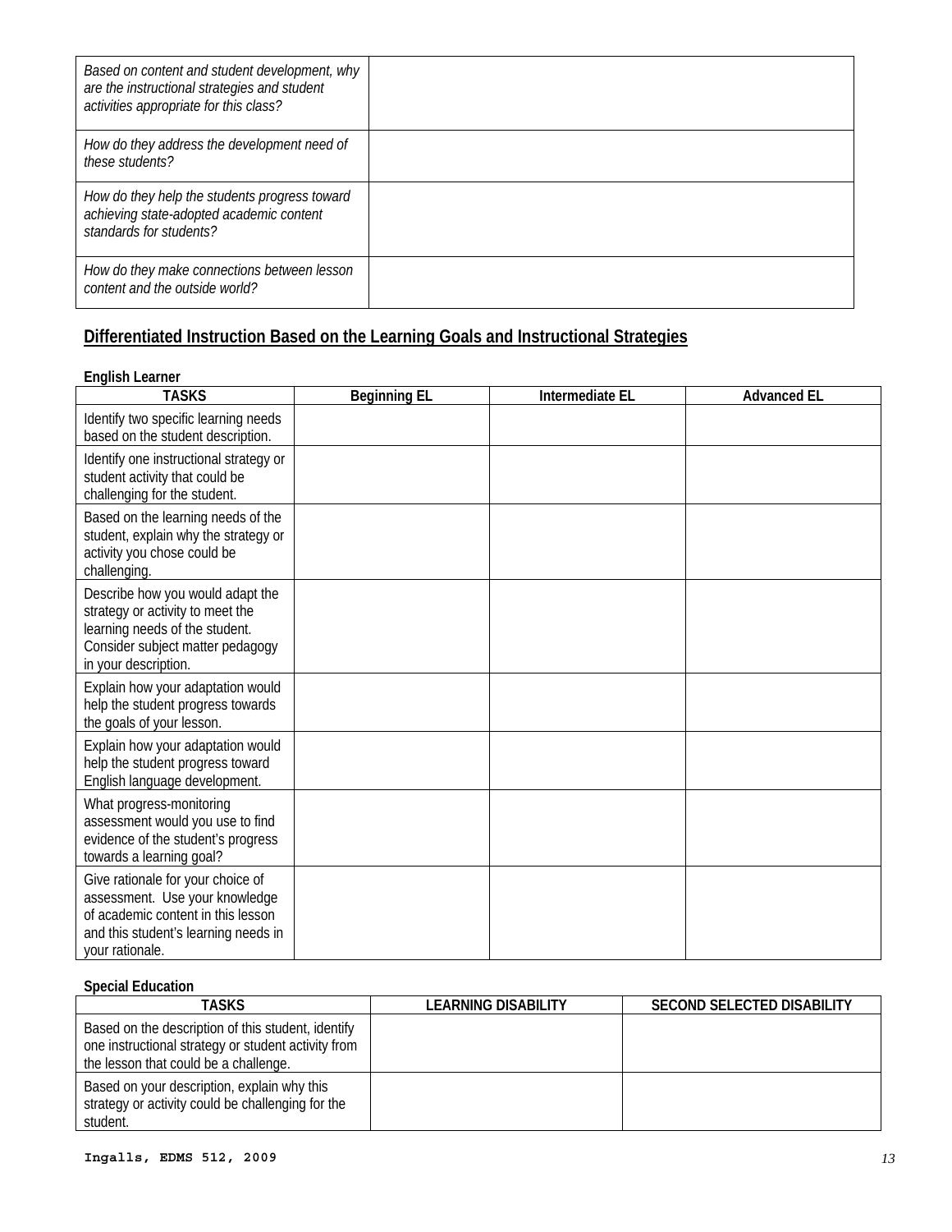| | |
|---|---|
| *Based on content and student development, why are the instructional strategies and student activities appropriate for this class?* | |
| *How do they address the development need of these students?* | |
| *How do they help the students progress toward achieving state-adopted academic content standards for students?* | |
| *How do they make connections between lesson content and the outside world?* | |

## Differentiated Instruction Based on the Learning Goals and Instructional Strategies

**English Learner**

| TASKS | Beginning EL | Intermediate EL | Advanced EL |
|---|---|---|---|
| Identify two specific learning needs based on the student description. | | | |
| Identify one instructional strategy or student activity that could be challenging for the student. | | | |
| Based on the learning needs of the student, explain why the strategy or activity you chose could be challenging. | | | |
| Describe how you would adapt the strategy or activity to meet the learning needs of the student. Consider subject matter pedagogy in your description. | | | |
| Explain how your adaptation would help the student progress towards the goals of your lesson. | | | |
| Explain how your adaptation would help the student progress toward English language development. | | | |
| What progress-monitoring assessment would you use to find evidence of the student's progress towards a learning goal? | | | |
| Give rationale for your choice of assessment. Use your knowledge of academic content in this lesson and this student's learning needs in your rationale. | | | |

**Special Education**

| TASKS | LEARNING DISABILITY | SECOND SELECTED DISABILITY |
|---|---|---|
| Based on the description of this student, identify one instructional strategy or student activity from the lesson that could be a challenge. | | |
| Based on your description, explain why this strategy or activity could be challenging for the student. | | |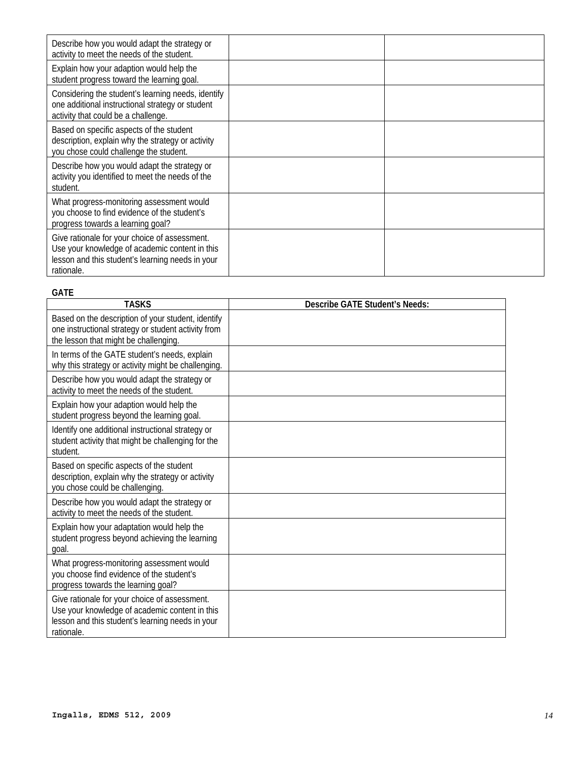| | | |
|---|---|---|
| Describe how you would adapt the strategy or activity to meet the needs of the student. | | |
| Explain how your adaption would help the student progress toward the learning goal. | | |
| Considering the student's learning needs, identify one additional instructional strategy or student activity that could be a challenge. | | |
| Based on specific aspects of the student description, explain why the strategy or activity you chose could challenge the student. | | |
| Describe how you would adapt the strategy or activity you identified to meet the needs of the student. | | |
| What progress-monitoring assessment would you choose to find evidence of the student's progress towards a learning goal? | | |
| Give rationale for your choice of assessment. Use your knowledge of academic content in this lesson and this student's learning needs in your rationale. | | |

**GATE**

| TASKS | Describe GATE Student's Needs: |
|---|---|
| Based on the description of your student, identify one instructional strategy or student activity from the lesson that might be challenging. | |
| In terms of the GATE student's needs, explain why this strategy or activity might be challenging. | |
| Describe how you would adapt the strategy or activity to meet the needs of the student. | |
| Explain how your adaption would help the student progress beyond the learning goal. | |
| Identify one additional instructional strategy or student activity that might be challenging for the student. | |
| Based on specific aspects of the student description, explain why the strategy or activity you chose could be challenging. | |
| Describe how you would adapt the strategy or activity to meet the needs of the student. | |
| Explain how your adaptation would help the student progress beyond achieving the learning goal. | |
| What progress-monitoring assessment would you choose find evidence of the student's progress towards the learning goal? | |
| Give rationale for your choice of assessment. Use your knowledge of academic content in this lesson and this student's learning needs in your rationale. | |